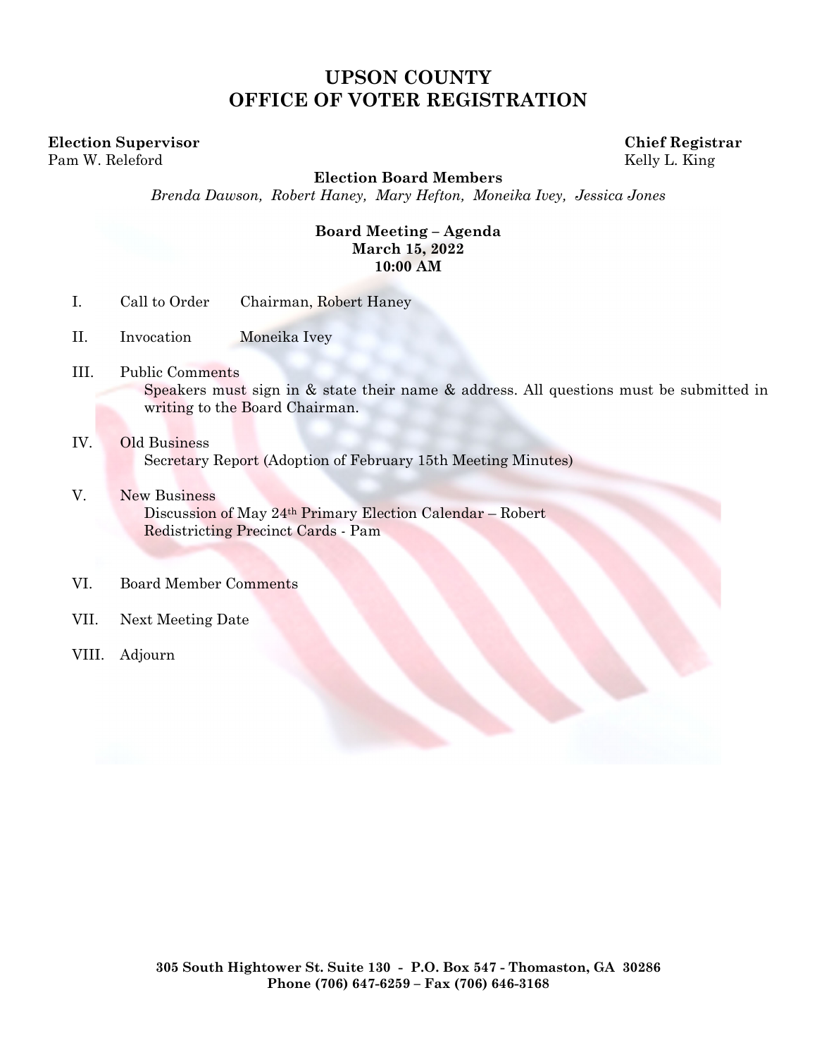# UPSON COUNTY
# OFFICE OF VOTER REGISTRATION

**Election Supervisor**
Pam W. Releford

**Chief Registrar**
Kelly L. King

**Election Board Members**
*Brenda Dawson, Robert Haney, Mary Hefton, Moneika Ivey, Jessica Jones*

**Board Meeting – Agenda**
**March 15, 2022**
**10:00 AM**

I. Call to Order Chairman, Robert Haney

II. Invocation Moneika Ivey

III. Public Comments
Speakers must sign in & state their name & address. All questions must be submitted in writing to the Board Chairman.

IV. Old Business
Secretary Report (Adoption of February 15th Meeting Minutes)

V. New Business
Discussion of May 24th Primary Election Calendar – Robert
Redistricting Precinct Cards - Pam

VI. Board Member Comments

VII. Next Meeting Date

VIII. Adjourn

**305 South Hightower St. Suite 130 - P.O. Box 547 - Thomaston, GA 30286**
**Phone (706) 647-6259 – Fax (706) 646-3168**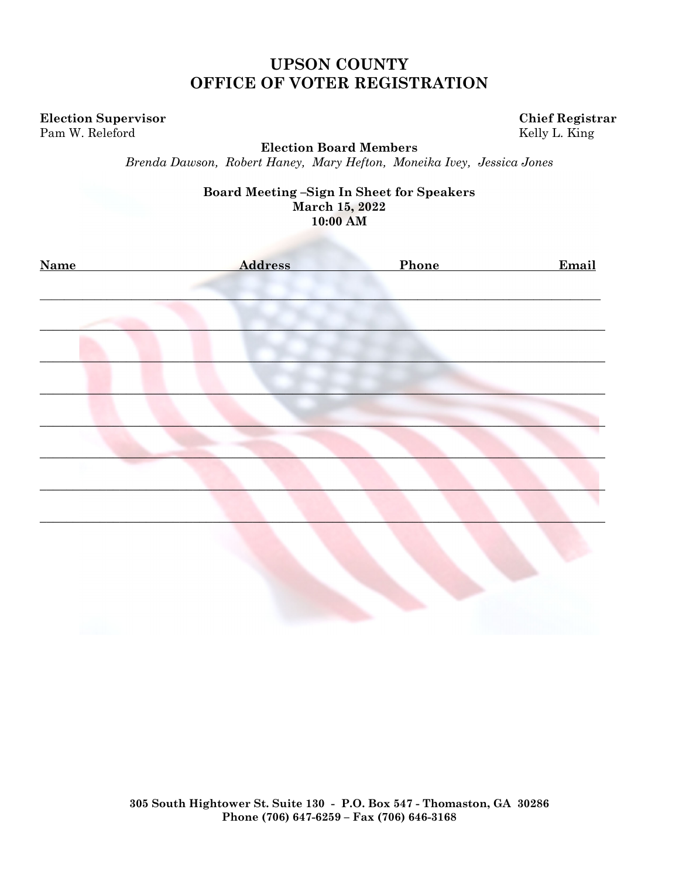# UPSON COUNTY
# OFFICE OF VOTER REGISTRATION

**Election Supervisor**
Pam W. Releford

**Chief Registrar**
Kelly L. King

**Election Board Members**
*Brenda Dawson, Robert Haney, Mary Hefton, Moneika Ivey, Jessica Jones*

**Board Meeting –Sign In Sheet for Speakers**
**March 15, 2022**
**10:00 AM**

| Name | Address | Phone | Email |
|---|---|---|---|
| | | | |
| | | | |
| | | | |
| | | | |
| | | | |
| | | | |
| | | | |
| | | | |

**305 South Hightower St. Suite 130 - P.O. Box 547 - Thomaston, GA 30286**
**Phone (706) 647-6259 – Fax (706) 646-3168**